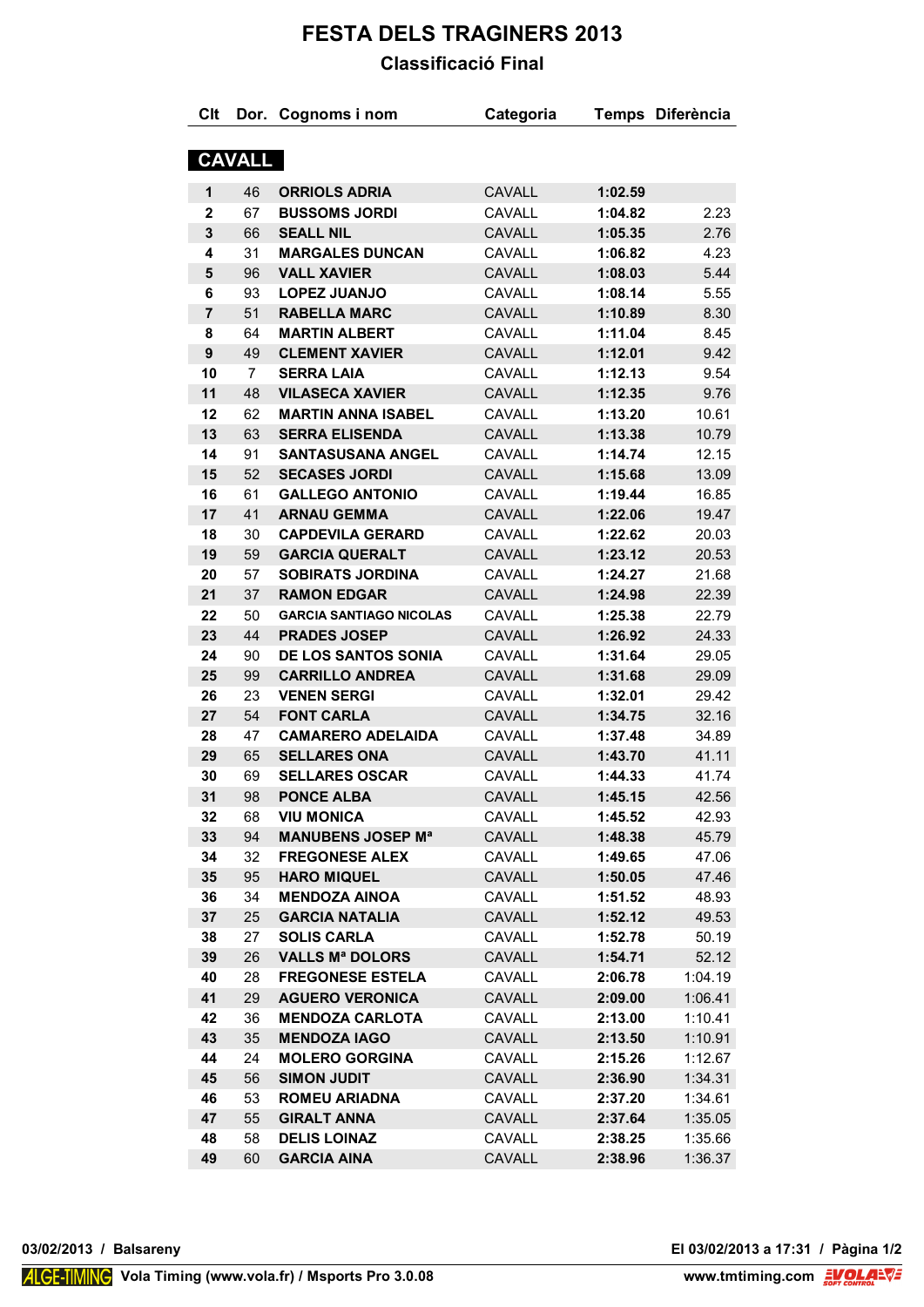# FESTA DELS TRAGINERS 2013

## Classificació Final

### CAVALL

| Clt | Dor. | Cognoms i nom | Categoria | Temps | Diferència |
|---|---|---|---|---|---|
| **1** | 46 | **ORRIOLS ADRIA** | CAVALL | **1:02.59** | |
| **2** | 67 | **BUSSOMS JORDI** | CAVALL | **1:04.82** | 2.23 |
| **3** | 66 | **SEALL NIL** | CAVALL | **1:05.35** | 2.76 |
| **4** | 31 | **MARGALES DUNCAN** | CAVALL | **1:06.82** | 4.23 |
| **5** | 96 | **VALL XAVIER** | CAVALL | **1:08.03** | 5.44 |
| **6** | 93 | **LOPEZ JUANJO** | CAVALL | **1:08.14** | 5.55 |
| **7** | 51 | **RABELLA MARC** | CAVALL | **1:10.89** | 8.30 |
| **8** | 64 | **MARTIN ALBERT** | CAVALL | **1:11.04** | 8.45 |
| **9** | 49 | **CLEMENT XAVIER** | CAVALL | **1:12.01** | 9.42 |
| **10** | 7 | **SERRA LAIA** | CAVALL | **1:12.13** | 9.54 |
| **11** | 48 | **VILASECA XAVIER** | CAVALL | **1:12.35** | 9.76 |
| **12** | 62 | **MARTIN ANNA ISABEL** | CAVALL | **1:13.20** | 10.61 |
| **13** | 63 | **SERRA ELISENDA** | CAVALL | **1:13.38** | 10.79 |
| **14** | 91 | **SANTASUSANA ANGEL** | CAVALL | **1:14.74** | 12.15 |
| **15** | 52 | **SECASES JORDI** | CAVALL | **1:15.68** | 13.09 |
| **16** | 61 | **GALLEGO ANTONIO** | CAVALL | **1:19.44** | 16.85 |
| **17** | 41 | **ARNAU GEMMA** | CAVALL | **1:22.06** | 19.47 |
| **18** | 30 | **CAPDEVILA GERARD** | CAVALL | **1:22.62** | 20.03 |
| **19** | 59 | **GARCIA QUERALT** | CAVALL | **1:23.12** | 20.53 |
| **20** | 57 | **SOBIRATS JORDINA** | CAVALL | **1:24.27** | 21.68 |
| **21** | 37 | **RAMON EDGAR** | CAVALL | **1:24.98** | 22.39 |
| **22** | 50 | **GARCIA SANTIAGO NICOLAS** | CAVALL | **1:25.38** | 22.79 |
| **23** | 44 | **PRADES JOSEP** | CAVALL | **1:26.92** | 24.33 |
| **24** | 90 | **DE LOS SANTOS SONIA** | CAVALL | **1:31.64** | 29.05 |
| **25** | 99 | **CARRILLO ANDREA** | CAVALL | **1:31.68** | 29.09 |
| **26** | 23 | **VENEN SERGI** | CAVALL | **1:32.01** | 29.42 |
| **27** | 54 | **FONT CARLA** | CAVALL | **1:34.75** | 32.16 |
| **28** | 47 | **CAMARERO ADELAIDA** | CAVALL | **1:37.48** | 34.89 |
| **29** | 65 | **SELLARES ONA** | CAVALL | **1:43.70** | 41.11 |
| **30** | 69 | **SELLARES OSCAR** | CAVALL | **1:44.33** | 41.74 |
| **31** | 98 | **PONCE ALBA** | CAVALL | **1:45.15** | 42.56 |
| **32** | 68 | **VIU MONICA** | CAVALL | **1:45.52** | 42.93 |
| **33** | 94 | **MANUBENS JOSEP Mª** | CAVALL | **1:48.38** | 45.79 |
| **34** | 32 | **FREGONESE ALEX** | CAVALL | **1:49.65** | 47.06 |
| **35** | 95 | **HARO MIQUEL** | CAVALL | **1:50.05** | 47.46 |
| **36** | 34 | **MENDOZA AINOA** | CAVALL | **1:51.52** | 48.93 |
| **37** | 25 | **GARCIA NATALIA** | CAVALL | **1:52.12** | 49.53 |
| **38** | 27 | **SOLIS CARLA** | CAVALL | **1:52.78** | 50.19 |
| **39** | 26 | **VALLS Mª DOLORS** | CAVALL | **1:54.71** | 52.12 |
| **40** | 28 | **FREGONESE ESTELA** | CAVALL | **2:06.78** | 1:04.19 |
| **41** | 29 | **AGUERO VERONICA** | CAVALL | **2:09.00** | 1:06.41 |
| **42** | 36 | **MENDOZA CARLOTA** | CAVALL | **2:13.00** | 1:10.41 |
| **43** | 35 | **MENDOZA IAGO** | CAVALL | **2:13.50** | 1:10.91 |
| **44** | 24 | **MOLERO GORGINA** | CAVALL | **2:15.26** | 1:12.67 |
| **45** | 56 | **SIMON JUDIT** | CAVALL | **2:36.90** | 1:34.31 |
| **46** | 53 | **ROMEU ARIADNA** | CAVALL | **2:37.20** | 1:34.61 |
| **47** | 55 | **GIRALT ANNA** | CAVALL | **2:37.64** | 1:35.05 |
| **48** | 58 | **DELIS LOINAZ** | CAVALL | **2:38.25** | 1:35.66 |
| **49** | 60 | **GARCIA AINA** | CAVALL | **2:38.96** | 1:36.37 |

**03/02/2013 / Balsareny**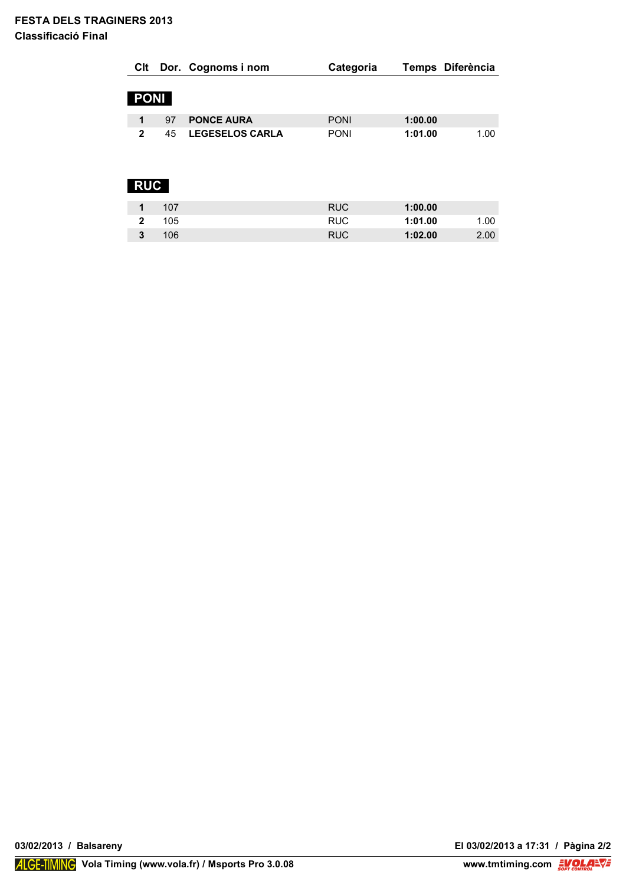**FESTA DELS TRAGINERS 2013**

**Classificació Final**

| Clt | Dor. | Cognoms i nom | Categoria | Temps | Diferència |
|---|---|---|---|---|---|
| **PONI** | | | | | |
| **1** | 97 | **PONCE AURA** | PONI | **1:00.00** | |
| **2** | 45 | **LEGESELOS CARLA** | PONI | **1:01.00** | 1.00 |
| **RUC** | | | | | |
| **1** | 107 | | RUC | **1:00.00** | |
| **2** | 105 | | RUC | **1:01.00** | 1.00 |
| **3** | 106 | | RUC | **1:02.00** | 2.00 |

**03/02/2013 / Balsareny**

**El 03/02/2013 a 17:31**

ALGE-TIMING **Vola Timing (www.vola.fr) / Msports Pro 3.0.08**

**www.tmtiming.com**